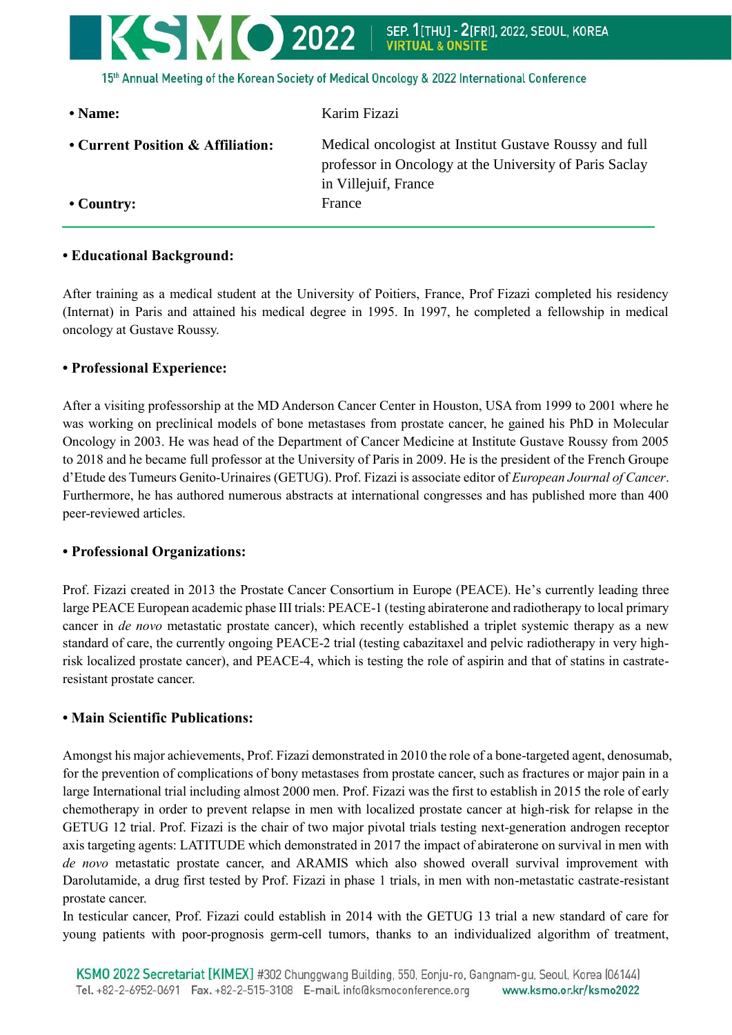- **Name:** Karim Fizazi
- **Current Position & Affiliation:** Medical oncologist at Institut Gustave Roussy and full professor in Oncology at the University of Paris Saclay in Villejuif, France
- **Country:** France

---

**• Educational Background:**

After training as a medical student at the University of Poitiers, France, Prof Fizazi completed his residency (Internat) in Paris and attained his medical degree in 1995. In 1997, he completed a fellowship in medical oncology at Gustave Roussy.

**• Professional Experience:**

After a visiting professorship at the MD Anderson Cancer Center in Houston, USA from 1999 to 2001 where he was working on preclinical models of bone metastases from prostate cancer, he gained his PhD in Molecular Oncology in 2003. He was head of the Department of Cancer Medicine at Institute Gustave Roussy from 2005 to 2018 and he became full professor at the University of Paris in 2009. He is the president of the French Groupe d'Etude des Tumeurs Genito-Urinaires (GETUG). Prof. Fizazi is associate editor of *European Journal of Cancer*. Furthermore, he has authored numerous abstracts at international congresses and has published more than 400 peer-reviewed articles.

**• Professional Organizations:**

Prof. Fizazi created in 2013 the Prostate Cancer Consortium in Europe (PEACE). He's currently leading three large PEACE European academic phase III trials: PEACE-1 (testing abiraterone and radiotherapy to local primary cancer in *de novo* metastatic prostate cancer), which recently established a triplet systemic therapy as a new standard of care, the currently ongoing PEACE-2 trial (testing cabazitaxel and pelvic radiotherapy in very high-risk localized prostate cancer), and PEACE-4, which is testing the role of aspirin and that of statins in castrate-resistant prostate cancer.

**• Main Scientific Publications:**

Amongst his major achievements, Prof. Fizazi demonstrated in 2010 the role of a bone-targeted agent, denosumab, for the prevention of complications of bony metastases from prostate cancer, such as fractures or major pain in a large International trial including almost 2000 men. Prof. Fizazi was the first to establish in 2015 the role of early chemotherapy in order to prevent relapse in men with localized prostate cancer at high-risk for relapse in the GETUG 12 trial. Prof. Fizazi is the chair of two major pivotal trials testing next-generation androgen receptor axis targeting agents: LATITUDE which demonstrated in 2017 the impact of abiraterone on survival in men with *de novo* metastatic prostate cancer, and ARAMIS which also showed overall survival improvement with Darolutamide, a drug first tested by Prof. Fizazi in phase 1 trials, in men with non-metastatic castrate-resistant prostate cancer.

In testicular cancer, Prof. Fizazi could establish in 2014 with the GETUG 13 trial a new standard of care for young patients with poor-prognosis germ-cell tumors, thanks to an individualized algorithm of treatment,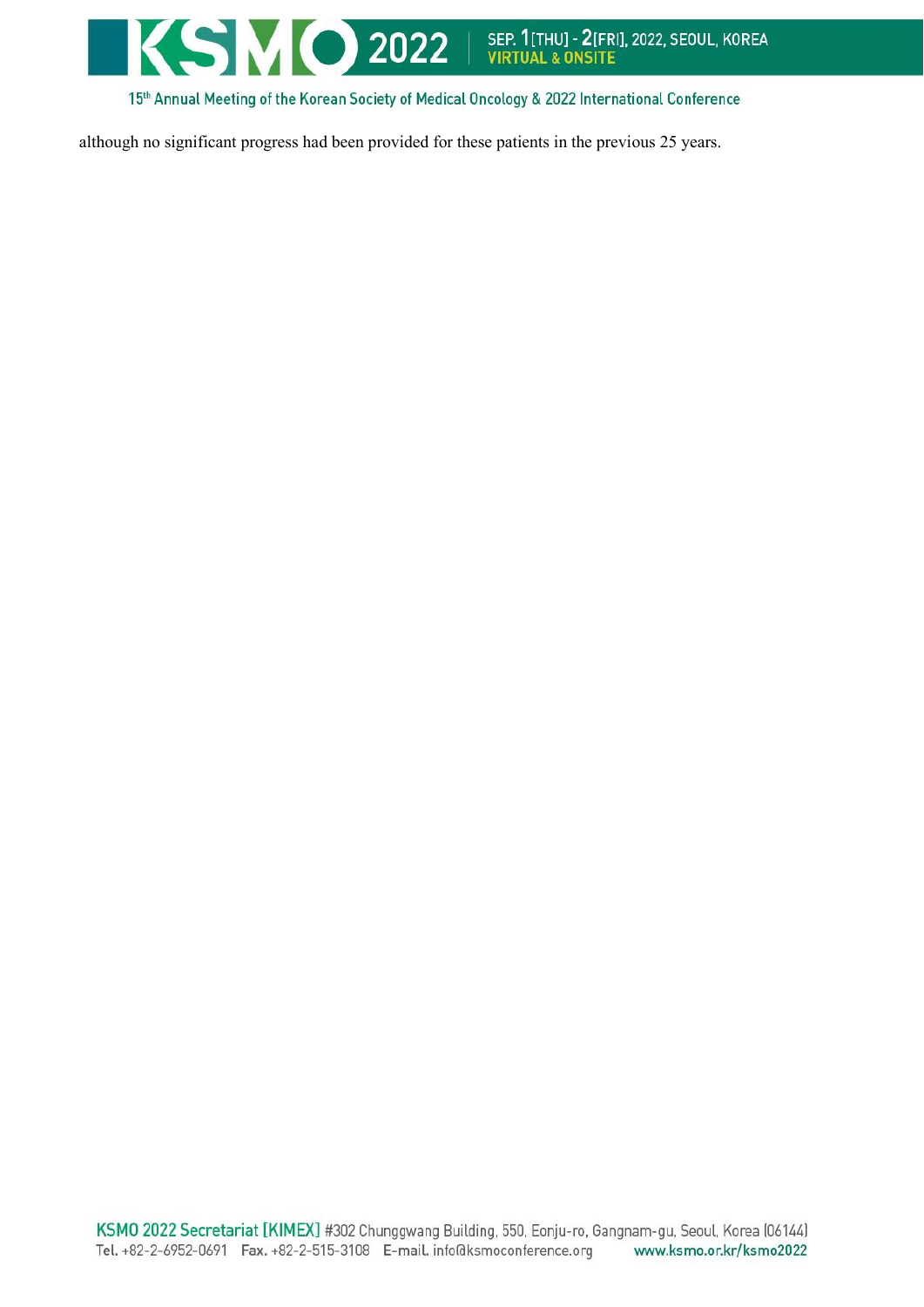although no significant progress had been provided for these patients in the previous 25 years.